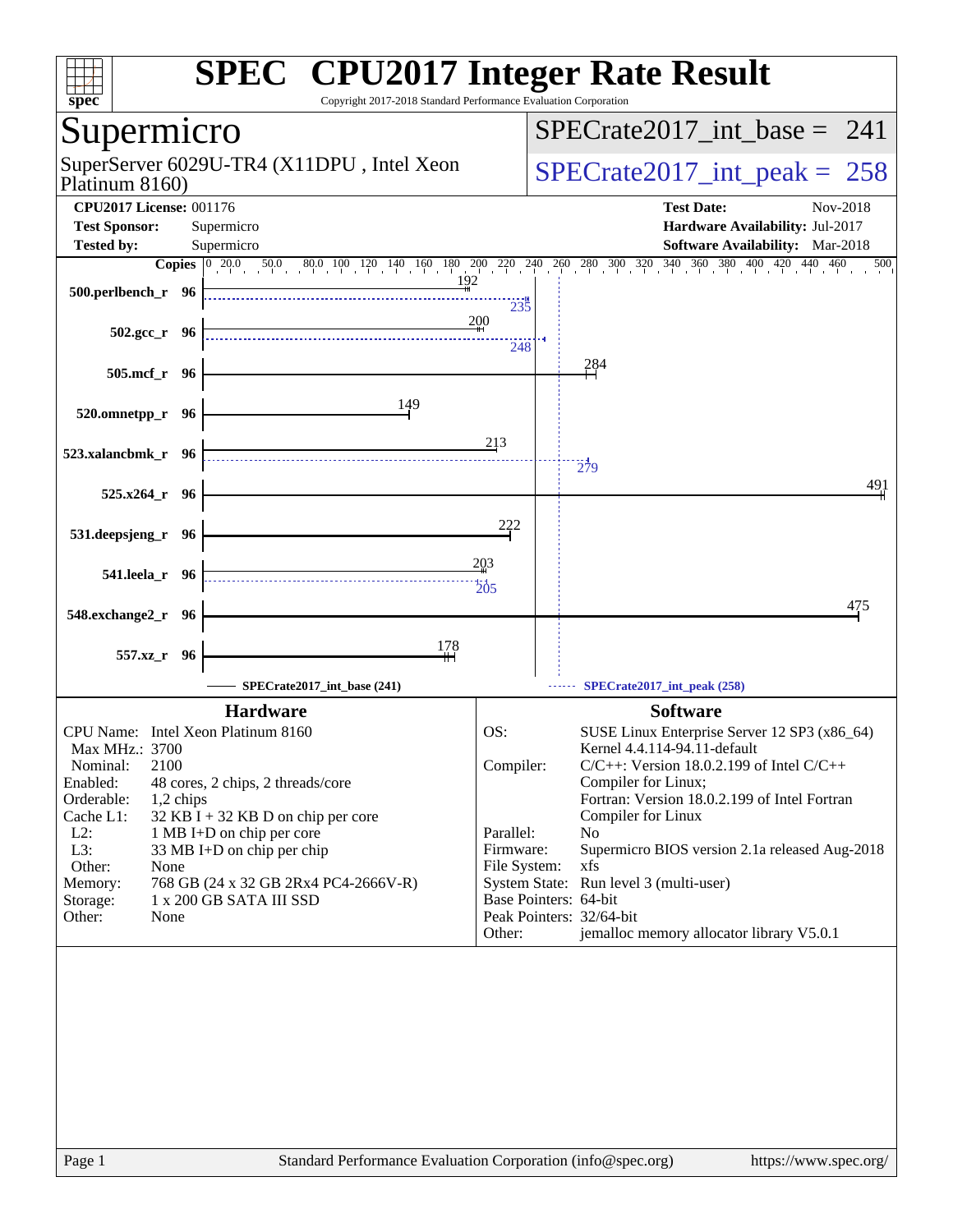# SPEC CPU2017 Integer Rate Result

Copyright 2017-2018 Standard Performance Evaluation Corporation

## Supermicro

SuperServer 6029U-TR4 (X11DPU , Intel Xeon Platinum 8160)

SPECrate2017_int_base = 241

SPECrate2017_int_peak = 258

**CPU2017 License:** 001176
**Test Sponsor:** Supermicro
**Tested by:** Supermicro

**Test Date:** Nov-2018
**Hardware Availability:** Jul-2017
**Software Availability:** Mar-2018

| Benchmark | Copies | Base | Peak |
|---|---|---|---|
| 500.perlbench_r | 96 | 192 | 235 |
| 502.gcc_r | 96 | 200 | 248 |
| 505.mcf_r | 96 | 284 | |
| 520.omnetpp_r | 96 | 149 | |
| 523.xalancbmk_r | 96 | 213 | 279 |
| 525.x264_r | 96 | 491 | |
| 531.deepsjeng_r | 96 | 222 | |
| 541.leela_r | 96 | 203 | 205 |
| 548.exchange2_r | 96 | 475 | |
| 557.xz_r | 96 | 178 | |

SPECrate2017_int_base (241) — SPECrate2017_int_peak (258)

### Hardware

| | |
|---|---|
| CPU Name: | Intel Xeon Platinum 8160 |
| Max MHz.: | 3700 |
| Nominal: | 2100 |
| Enabled: | 48 cores, 2 chips, 2 threads/core |
| Orderable: | 1,2 chips |
| Cache L1: | 32 KB I + 32 KB D on chip per core |
| L2: | 1 MB I+D on chip per core |
| L3: | 33 MB I+D on chip per chip |
| Other: | None |
| Memory: | 768 GB (24 x 32 GB 2Rx4 PC4-2666V-R) |
| Storage: | 1 x 200 GB SATA III SSD |
| Other: | None |

### Software

| | |
|---|---|
| OS: | SUSE Linux Enterprise Server 12 SP3 (x86_64) Kernel 4.4.114-94.11-default |
| Compiler: | C/C++: Version 18.0.2.199 of Intel C/C++ Compiler for Linux; Fortran: Version 18.0.2.199 of Intel Fortran Compiler for Linux |
| Parallel: | No |
| Firmware: | Supermicro BIOS version 2.1a released Aug-2018 |
| File System: | xfs |
| System State: | Run level 3 (multi-user) |
| Base Pointers: | 64-bit |
| Peak Pointers: | 32/64-bit |
| Other: | jemalloc memory allocator library V5.0.1 |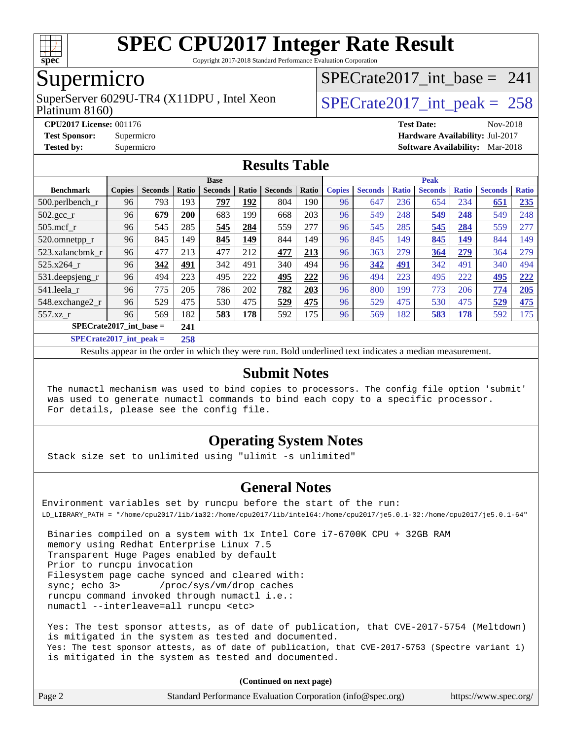# SPEC CPU2017 Integer Rate Result

Copyright 2017-2018 Standard Performance Evaluation Corporation

# Supermicro

SuperServer 6029U-TR4 (X11DPU , Intel Xeon Platinum 8160)

SPECrate2017_int_base = 241

SPECrate2017_int_peak = 258

**CPU2017 License:** 001176
**Test Sponsor:** Supermicro
**Tested by:** Supermicro

**Test Date:** Nov-2018
**Hardware Availability:** Jul-2017
**Software Availability:** Mar-2018

## Results Table

| Benchmark | Base | | | | | | | Peak | | | | | | |
|---|---|---|---|---|---|---|---|---|---|---|---|---|---|---|
| | Copies | Seconds | Ratio | Seconds | Ratio | Seconds | Ratio | Copies | Seconds | Ratio | Seconds | Ratio | Seconds | Ratio |
| 500.perlbench_r | 96 | 793 | 193 | **797** | **192** | 804 | 190 | 96 | 647 | 236 | 654 | 234 | **651** | **235** |
| 502.gcc_r | 96 | **679** | **200** | 683 | 199 | 668 | 203 | 96 | 549 | 248 | **549** | **248** | 549 | 248 |
| 505.mcf_r | 96 | 545 | 285 | **545** | **284** | 559 | 277 | 96 | 545 | 285 | **545** | **284** | 559 | 277 |
| 520.omnetpp_r | 96 | 845 | 149 | **845** | **149** | 844 | 149 | 96 | 845 | 149 | **845** | **149** | 844 | 149 |
| 523.xalancbmk_r | 96 | 477 | 213 | 477 | 212 | **477** | **213** | 96 | 363 | 279 | **364** | **279** | 364 | 279 |
| 525.x264_r | 96 | **342** | **491** | 342 | 491 | 340 | 494 | 96 | **342** | **491** | 342 | 491 | 340 | 494 |
| 531.deepsjeng_r | 96 | 494 | 223 | 495 | 222 | **495** | **222** | 96 | 494 | 223 | 495 | 222 | **495** | **222** |
| 541.leela_r | 96 | 775 | 205 | 786 | 202 | **782** | **203** | 96 | 800 | 199 | 773 | 206 | **774** | **205** |
| 548.exchange2_r | 96 | 529 | 475 | 530 | 475 | **529** | **475** | 96 | 529 | 475 | 530 | 475 | **529** | **475** |
| 557.xz_r | 96 | 569 | 182 | **583** | **178** | 592 | 175 | 96 | 569 | 182 | **583** | **178** | 592 | 175 |

**SPECrate2017_int_base = 241**

**SPECrate2017_int_peak = 258**

Results appear in the order in which they were run. Bold underlined text indicates a median measurement.

## Submit Notes

The numactl mechanism was used to bind copies to processors. The config file option 'submit' was used to generate numactl commands to bind each copy to a specific processor. For details, please see the config file.

## Operating System Notes

Stack size set to unlimited using "ulimit -s unlimited"

## General Notes

Environment variables set by runcpu before the start of the run:
LD_LIBRARY_PATH = "/home/cpu2017/lib/ia32:/home/cpu2017/lib/intel64:/home/cpu2017/je5.0.1-32:/home/cpu2017/je5.0.1-64"

Binaries compiled on a system with 1x Intel Core i7-6700K CPU + 32GB RAM
memory using Redhat Enterprise Linux 7.5
Transparent Huge Pages enabled by default
Prior to runcpu invocation
Filesystem page cache synced and cleared with:
sync; echo 3>       /proc/sys/vm/drop_caches
runcpu command invoked through numactl i.e.:
numactl --interleave=all runcpu <etc>

Yes: The test sponsor attests, as of date of publication, that CVE-2017-5754 (Meltdown) is mitigated in the system as tested and documented.
Yes: The test sponsor attests, as of date of publication, that CVE-2017-5753 (Spectre variant 1) is mitigated in the system as tested and documented.

**(Continued on next page)**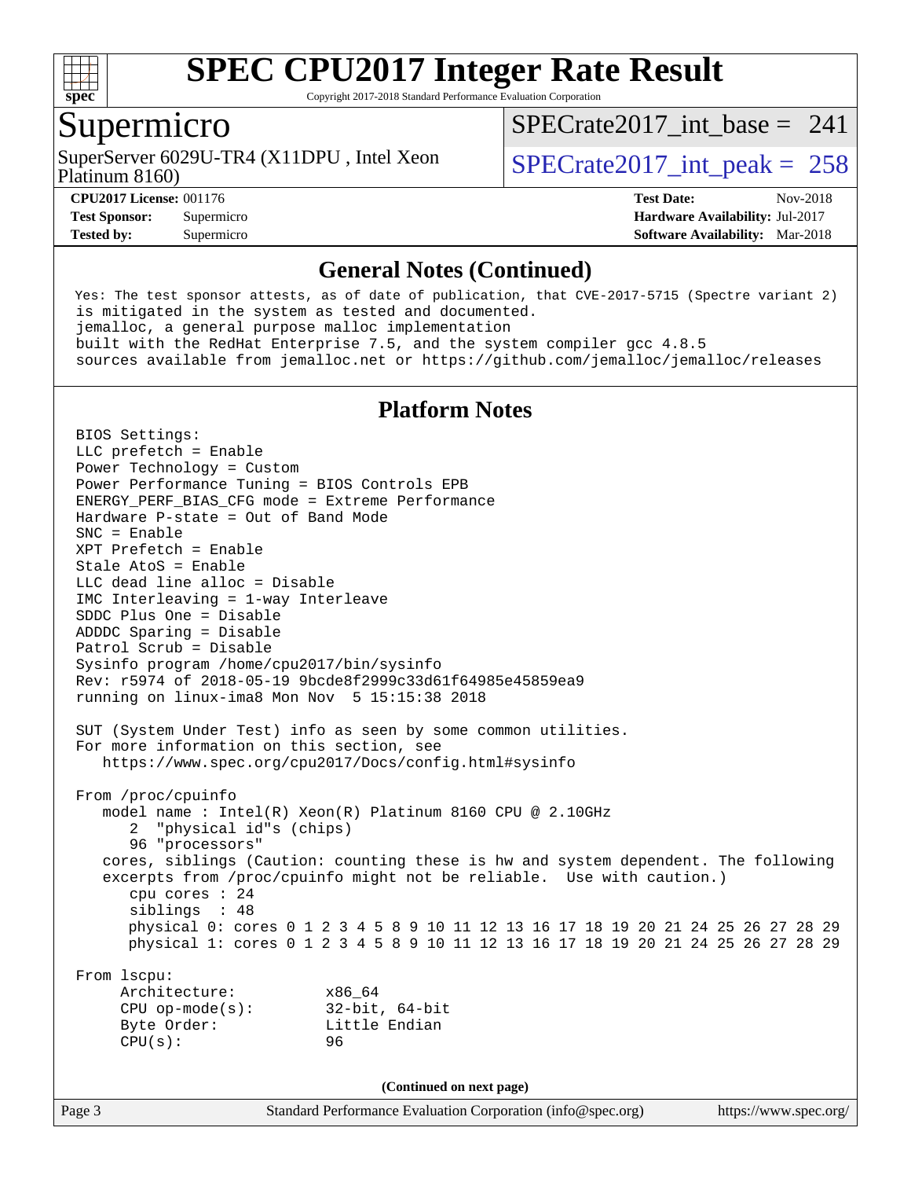# SPEC CPU2017 Integer Rate Result

Copyright 2017-2018 Standard Performance Evaluation Corporation

## Supermicro

SuperServer 6029U-TR4 (X11DPU , Intel Xeon Platinum 8160)

SPECrate2017_int_base = 241

SPECrate2017_int_peak = 258

**CPU2017 License:** 001176
**Test Sponsor:** Supermicro
**Tested by:** Supermicro

**Test Date:** Nov-2018
**Hardware Availability:** Jul-2017
**Software Availability:** Mar-2018

### General Notes (Continued)

```
Yes: The test sponsor attests, as of date of publication, that CVE-2017-5715 (Spectre variant 2)
is mitigated in the system as tested and documented.
jemalloc, a general purpose malloc implementation
built with the RedHat Enterprise 7.5, and the system compiler gcc 4.8.5
sources available from jemalloc.net or https://github.com/jemalloc/jemalloc/releases
```

### Platform Notes

```
BIOS Settings:
LLC prefetch = Enable
Power Technology = Custom
Power Performance Tuning = BIOS Controls EPB
ENERGY_PERF_BIAS_CFG mode = Extreme Performance
Hardware P-state = Out of Band Mode
SNC = Enable
XPT Prefetch = Enable
Stale AtoS = Enable
LLC dead line alloc = Disable
IMC Interleaving = 1-way Interleave
SDDC Plus One = Disable
ADDDC Sparing = Disable
Patrol Scrub = Disable
Sysinfo program /home/cpu2017/bin/sysinfo
Rev: r5974 of 2018-05-19 9bcde8f2999c33d61f64985e45859ea9
running on linux-ima8 Mon Nov  5 15:15:38 2018

SUT (System Under Test) info as seen by some common utilities.
For more information on this section, see
   https://www.spec.org/cpu2017/Docs/config.html#sysinfo

From /proc/cpuinfo
   model name : Intel(R) Xeon(R) Platinum 8160 CPU @ 2.10GHz
      2  "physical id"s (chips)
      96 "processors"
   cores, siblings (Caution: counting these is hw and system dependent. The following
   excerpts from /proc/cpuinfo might not be reliable.  Use with caution.)
      cpu cores : 24
      siblings  : 48
      physical 0: cores 0 1 2 3 4 5 8 9 10 11 12 13 16 17 18 19 20 21 24 25 26 27 28 29
      physical 1: cores 0 1 2 3 4 5 8 9 10 11 12 13 16 17 18 19 20 21 24 25 26 27 28 29

From lscpu:
     Architecture:          x86_64
     CPU op-mode(s):        32-bit, 64-bit
     Byte Order:            Little Endian
     CPU(s):                96
```

(Continued on next page)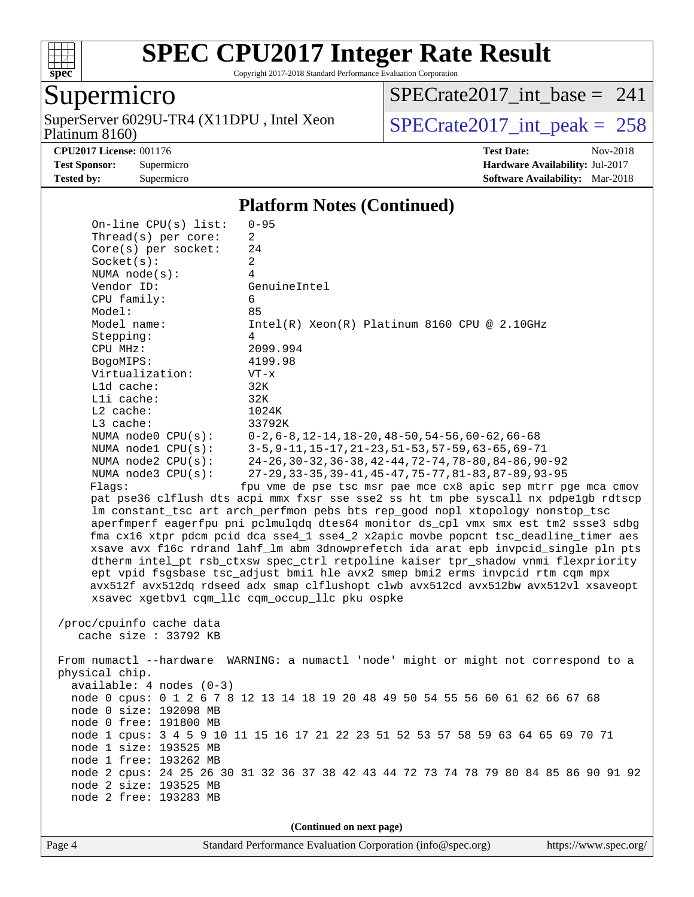# SPEC CPU2017 Integer Rate Result

Copyright 2017-2018 Standard Performance Evaluation Corporation

## Supermicro

SuperServer 6029U-TR4 (X11DPU , Intel Xeon Platinum 8160)

SPECrate2017_int_base = 241

SPECrate2017_int_peak = 258

**CPU2017 License:** 001176
**Test Sponsor:** Supermicro
**Tested by:** Supermicro

**Test Date:** Nov-2018
**Hardware Availability:** Jul-2017
**Software Availability:** Mar-2018

### Platform Notes (Continued)

```
     On-line CPU(s) list:   0-95
     Thread(s) per core:    2
     Core(s) per socket:    24
     Socket(s):             2
     NUMA node(s):          4
     Vendor ID:             GenuineIntel
     CPU family:            6
     Model:                 85
     Model name:            Intel(R) Xeon(R) Platinum 8160 CPU @ 2.10GHz
     Stepping:              4
     CPU MHz:               2099.994
     BogoMIPS:              4199.98
     Virtualization:        VT-x
     L1d cache:             32K
     L1i cache:             32K
     L2 cache:              1024K
     L3 cache:              33792K
     NUMA node0 CPU(s):     0-2,6-8,12-14,18-20,48-50,54-56,60-62,66-68
     NUMA node1 CPU(s):     3-5,9-11,15-17,21-23,51-53,57-59,63-65,69-71
     NUMA node2 CPU(s):     24-26,30-32,36-38,42-44,72-74,78-80,84-86,90-92
     NUMA node3 CPU(s):     27-29,33-35,39-41,45-47,75-77,81-83,87-89,93-95
     Flags:                 fpu vme de pse tsc msr pae mce cx8 apic sep mtrr pge mca cmov
     pat pse36 clflush dts acpi mmx fxsr sse sse2 ss ht tm pbe syscall nx pdpe1gb rdtscp
     lm constant_tsc art arch_perfmon pebs bts rep_good nopl xtopology nonstop_tsc
     aperfmperf eagerfpu pni pclmulqdq dtes64 monitor ds_cpl vmx smx est tm2 ssse3 sdbg
     fma cx16 xtpr pdcm pcid dca sse4_1 sse4_2 x2apic movbe popcnt tsc_deadline_timer aes
     xsave avx f16c rdrand lahf_lm abm 3dnowprefetch ida arat epb invpcid_single pln pts
     dtherm intel_pt rsb_ctxsw spec_ctrl retpoline kaiser tpr_shadow vnmi flexpriority
     ept vpid fsgsbase tsc_adjust bmi1 hle avx2 smep bmi2 erms invpcid rtm cqm mpx
     avx512f avx512dq rdseed adx smap clflushopt clwb avx512cd avx512bw avx512vl xsaveopt
     xsavec xgetbv1 cqm_llc cqm_occup_llc pku ospke

 /proc/cpuinfo cache data
    cache size : 33792 KB

 From numactl --hardware  WARNING: a numactl 'node' might or might not correspond to a
 physical chip.
   available: 4 nodes (0-3)
   node 0 cpus: 0 1 2 6 7 8 12 13 14 18 19 20 48 49 50 54 55 56 60 61 62 66 67 68
   node 0 size: 192098 MB
   node 0 free: 191800 MB
   node 1 cpus: 3 4 5 9 10 11 15 16 17 21 22 23 51 52 53 57 58 59 63 64 65 69 70 71
   node 1 size: 193525 MB
   node 1 free: 193262 MB
   node 2 cpus: 24 25 26 30 31 32 36 37 38 42 43 44 72 73 74 78 79 80 84 85 86 90 91 92
   node 2 size: 193525 MB
   node 2 free: 193283 MB
```

**(Continued on next page)**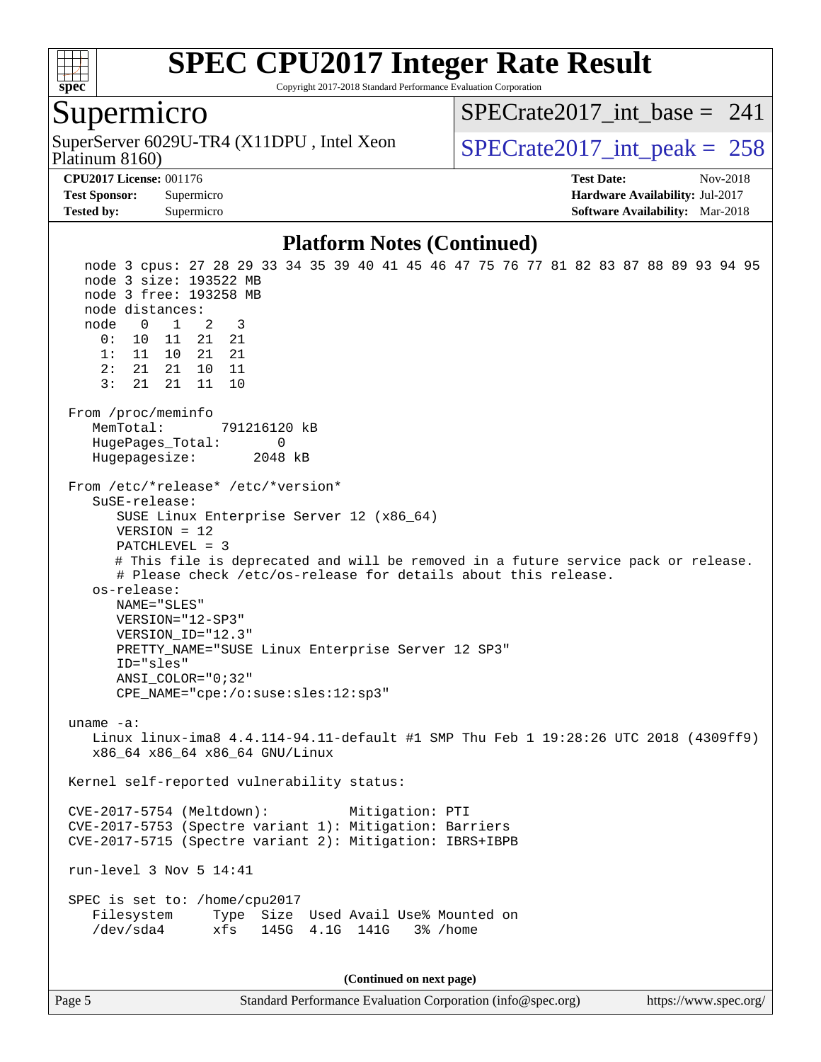# SPEC CPU2017 Integer Rate Result

Copyright 2017-2018 Standard Performance Evaluation Corporation

## Supermicro

SuperServer 6029U-TR4 (X11DPU , Intel Xeon Platinum 8160)

SPECrate2017_int_base = 241

SPECrate2017_int_peak = 258

**CPU2017 License:** 001176
**Test Sponsor:** Supermicro
**Tested by:** Supermicro

**Test Date:** Nov-2018
**Hardware Availability:** Jul-2017
**Software Availability:** Mar-2018

### Platform Notes (Continued)

```
    node 3 cpus: 27 28 29 33 34 35 39 40 41 45 46 47 75 76 77 81 82 83 87 88 89 93 94 95
    node 3 size: 193522 MB
    node 3 free: 193258 MB
    node distances:
    node   0   1   2   3
      0:  10  11  21  21
      1:  11  10  21  21
      2:  21  21  10  11
      3:  21  21  11  10

  From /proc/meminfo
     MemTotal:       791216120 kB
     HugePages_Total:       0
     Hugepagesize:       2048 kB

  From /etc/*release* /etc/*version*
     SuSE-release:
        SUSE Linux Enterprise Server 12 (x86_64)
        VERSION = 12
        PATCHLEVEL = 3
        # This file is deprecated and will be removed in a future service pack or release.
        # Please check /etc/os-release for details about this release.
     os-release:
        NAME="SLES"
        VERSION="12-SP3"
        VERSION_ID="12.3"
        PRETTY_NAME="SUSE Linux Enterprise Server 12 SP3"
        ID="sles"
        ANSI_COLOR="0;32"
        CPE_NAME="cpe:/o:suse:sles:12:sp3"

  uname -a:
     Linux linux-ima8 4.4.114-94.11-default #1 SMP Thu Feb 1 19:28:26 UTC 2018 (4309ff9)
     x86_64 x86_64 x86_64 GNU/Linux

  Kernel self-reported vulnerability status:

  CVE-2017-5754 (Meltdown):          Mitigation: PTI
  CVE-2017-5753 (Spectre variant 1): Mitigation: Barriers
  CVE-2017-5715 (Spectre variant 2): Mitigation: IBRS+IBPB

  run-level 3 Nov 5 14:41

  SPEC is set to: /home/cpu2017
     Filesystem     Type  Size  Used Avail Use% Mounted on
     /dev/sda4      xfs   145G  4.1G  141G   3% /home
```

**(Continued on next page)**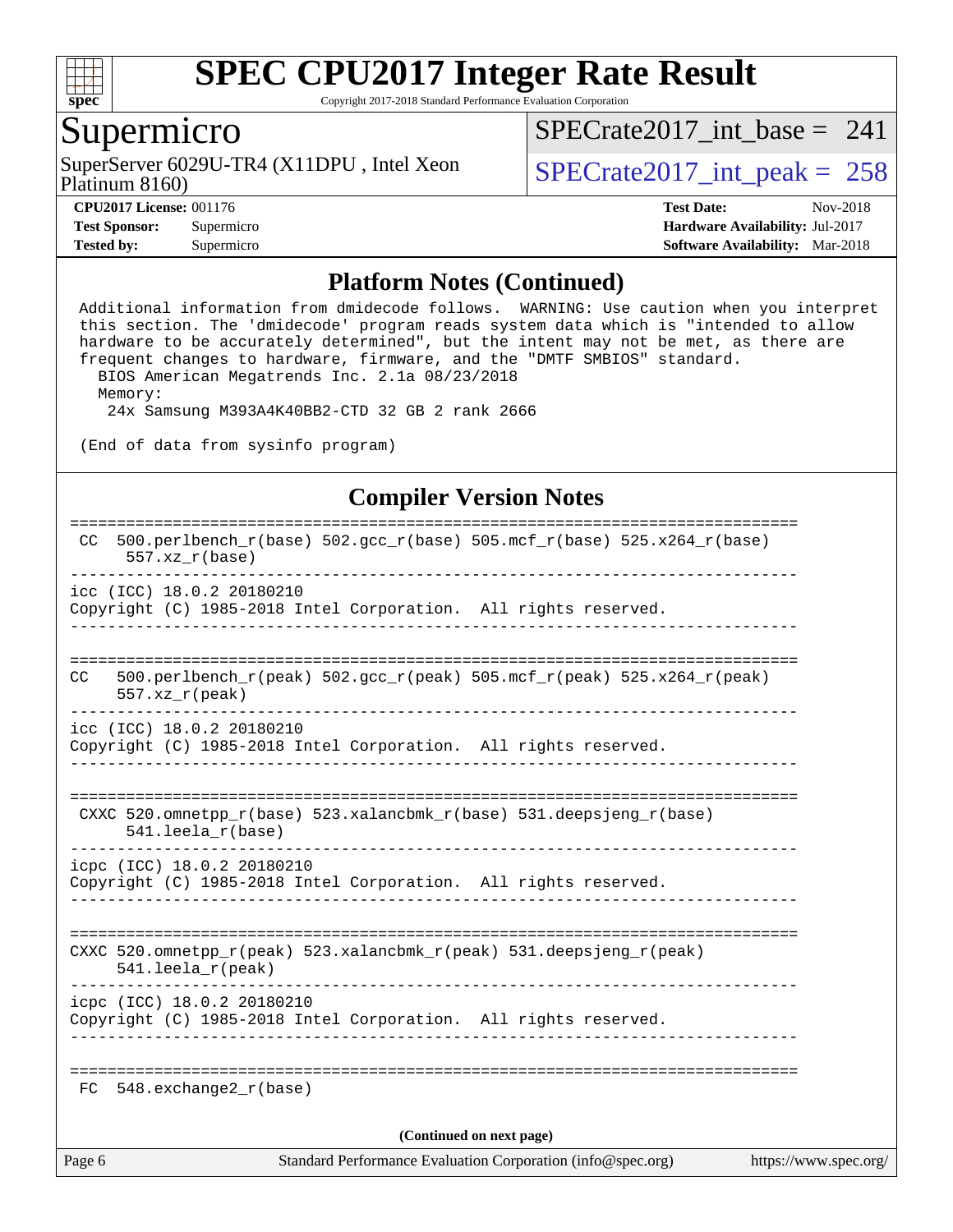## Platform Notes (Continued)

```
Additional information from dmidecode follows.  WARNING: Use caution when you interpret
this section. The 'dmidecode' program reads system data which is "intended to allow
hardware to be accurately determined", but the intent may not be met, as there are
frequent changes to hardware, firmware, and the "DMTF SMBIOS" standard.
  BIOS American Megatrends Inc. 2.1a 08/23/2018
  Memory:
   24x Samsung M393A4K40BB2-CTD 32 GB 2 rank 2666

(End of data from sysinfo program)
```

## Compiler Version Notes

```
==============================================================================
 CC  500.perlbench_r(base) 502.gcc_r(base) 505.mcf_r(base) 525.x264_r(base)
      557.xz_r(base)
------------------------------------------------------------------------------
icc (ICC) 18.0.2 20180210
Copyright (C) 1985-2018 Intel Corporation.  All rights reserved.
------------------------------------------------------------------------------

==============================================================================
CC   500.perlbench_r(peak) 502.gcc_r(peak) 505.mcf_r(peak) 525.x264_r(peak)
     557.xz_r(peak)
------------------------------------------------------------------------------
icc (ICC) 18.0.2 20180210
Copyright (C) 1985-2018 Intel Corporation.  All rights reserved.
------------------------------------------------------------------------------

==============================================================================
 CXXC 520.omnetpp_r(base) 523.xalancbmk_r(base) 531.deepsjeng_r(base)
      541.leela_r(base)
------------------------------------------------------------------------------
icpc (ICC) 18.0.2 20180210
Copyright (C) 1985-2018 Intel Corporation.  All rights reserved.
------------------------------------------------------------------------------

==============================================================================
CXXC 520.omnetpp_r(peak) 523.xalancbmk_r(peak) 531.deepsjeng_r(peak)
     541.leela_r(peak)
------------------------------------------------------------------------------
icpc (ICC) 18.0.2 20180210
Copyright (C) 1985-2018 Intel Corporation.  All rights reserved.
------------------------------------------------------------------------------

==============================================================================
 FC  548.exchange2_r(base)
```

**(Continued on next page)**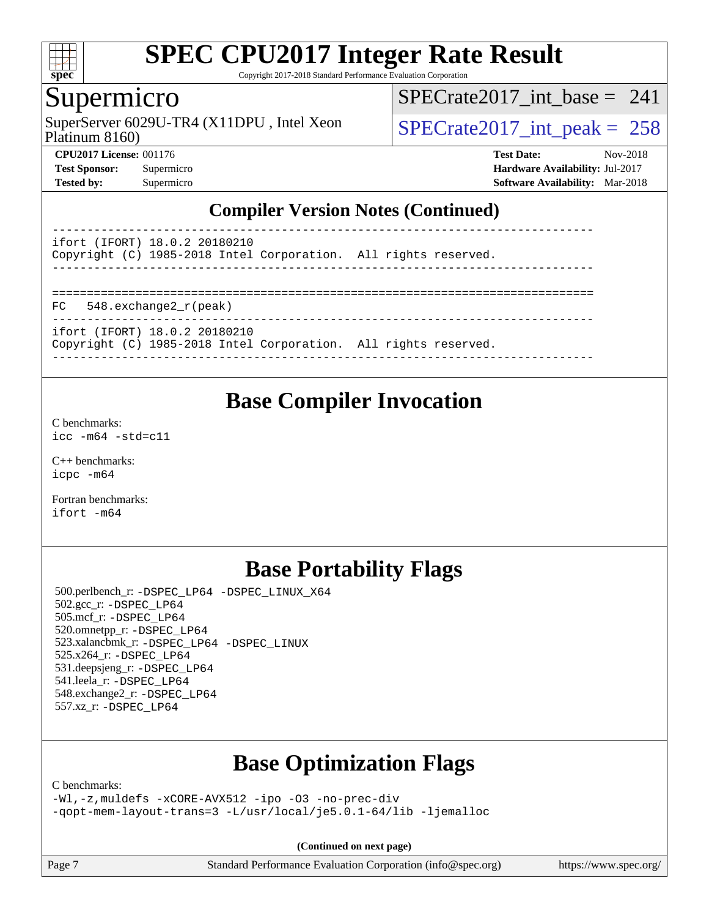# SPEC CPU2017 Integer Rate Result

Copyright 2017-2018 Standard Performance Evaluation Corporation

## Supermicro

SuperServer 6029U-TR4 (X11DPU , Intel Xeon Platinum 8160)

SPECrate2017_int_base = 241

SPECrate2017_int_peak = 258

**CPU2017 License:** 001176
**Test Sponsor:** Supermicro
**Tested by:** Supermicro

**Test Date:** Nov-2018
**Hardware Availability:** Jul-2017
**Software Availability:** Mar-2018

## Compiler Version Notes (Continued)

```
------------------------------------------------------------------------------
ifort (IFORT) 18.0.2 20180210
Copyright (C) 1985-2018 Intel Corporation.  All rights reserved.
------------------------------------------------------------------------------

==============================================================================
FC   548.exchange2_r(peak)
------------------------------------------------------------------------------
ifort (IFORT) 18.0.2 20180210
Copyright (C) 1985-2018 Intel Corporation.  All rights reserved.
------------------------------------------------------------------------------
```

## Base Compiler Invocation

C benchmarks:
`icc -m64 -std=c11`

C++ benchmarks:
`icpc -m64`

Fortran benchmarks:
`ifort -m64`

## Base Portability Flags

500.perlbench_r: `-DSPEC_LP64 -DSPEC_LINUX_X64`
502.gcc_r: `-DSPEC_LP64`
505.mcf_r: `-DSPEC_LP64`
520.omnetpp_r: `-DSPEC_LP64`
523.xalancbmk_r: `-DSPEC_LP64 -DSPEC_LINUX`
525.x264_r: `-DSPEC_LP64`
531.deepsjeng_r: `-DSPEC_LP64`
541.leela_r: `-DSPEC_LP64`
548.exchange2_r: `-DSPEC_LP64`
557.xz_r: `-DSPEC_LP64`

## Base Optimization Flags

C benchmarks:
`-Wl,-z,muldefs -xCORE-AVX512 -ipo -O3 -no-prec-div -qopt-mem-layout-trans=3 -L/usr/local/je5.0.1-64/lib -ljemalloc`

**(Continued on next page)**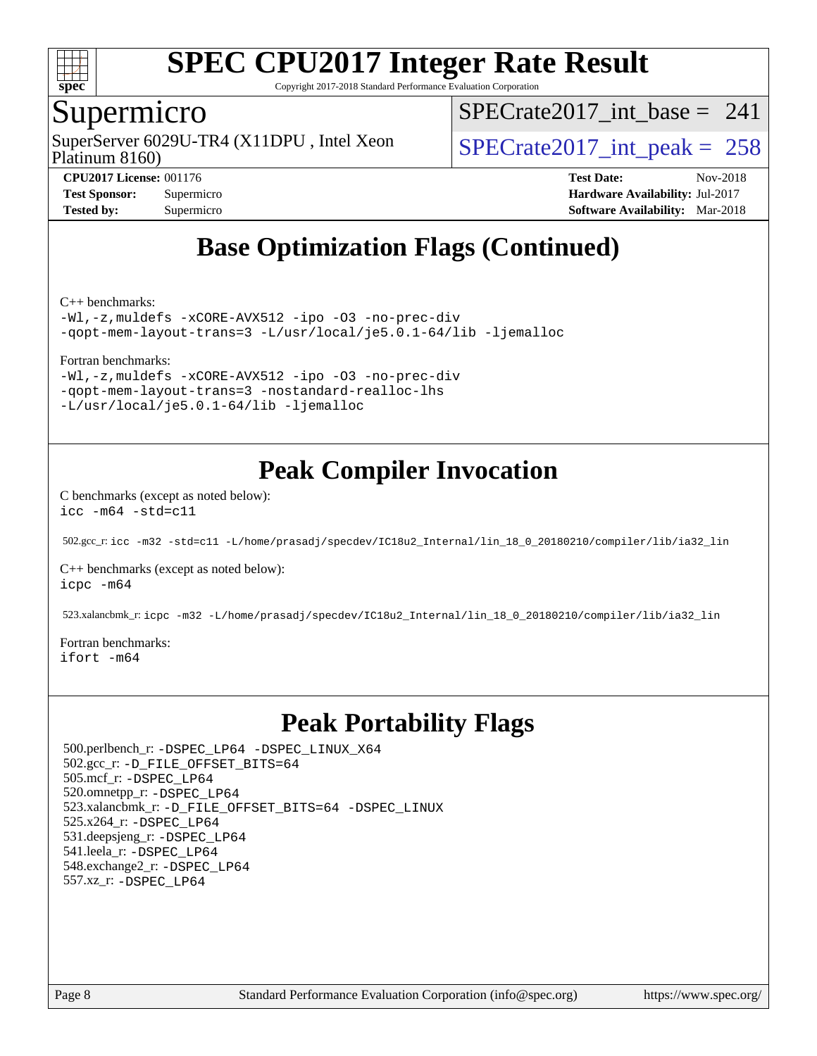# Base Optimization Flags (Continued)

C++ benchmarks:

```
-Wl,-z,muldefs -xCORE-AVX512 -ipo -O3 -no-prec-div
-qopt-mem-layout-trans=3 -L/usr/local/je5.0.1-64/lib -ljemalloc
```

Fortran benchmarks:

```
-Wl,-z,muldefs -xCORE-AVX512 -ipo -O3 -no-prec-div
-qopt-mem-layout-trans=3 -nostandard-realloc-lhs
-L/usr/local/je5.0.1-64/lib -ljemalloc
```

# Peak Compiler Invocation

C benchmarks (except as noted below):

```
icc -m64 -std=c11
```

502.gcc_r: `icc -m32 -std=c11 -L/home/prasadj/specdev/IC18u2_Internal/lin_18_0_20180210/compiler/lib/ia32_lin`

C++ benchmarks (except as noted below):

```
icpc -m64
```

523.xalancbmk_r: `icpc -m32 -L/home/prasadj/specdev/IC18u2_Internal/lin_18_0_20180210/compiler/lib/ia32_lin`

Fortran benchmarks:

```
ifort -m64
```

# Peak Portability Flags

- 500.perlbench_r: `-DSPEC_LP64 -DSPEC_LINUX_X64`
- 502.gcc_r: `-D_FILE_OFFSET_BITS=64`
- 505.mcf_r: `-DSPEC_LP64`
- 520.omnetpp_r: `-DSPEC_LP64`
- 523.xalancbmk_r: `-D_FILE_OFFSET_BITS=64 -DSPEC_LINUX`
- 525.x264_r: `-DSPEC_LP64`
- 531.deepsjeng_r: `-DSPEC_LP64`
- 541.leela_r: `-DSPEC_LP64`
- 548.exchange2_r: `-DSPEC_LP64`
- 557.xz_r: `-DSPEC_LP64`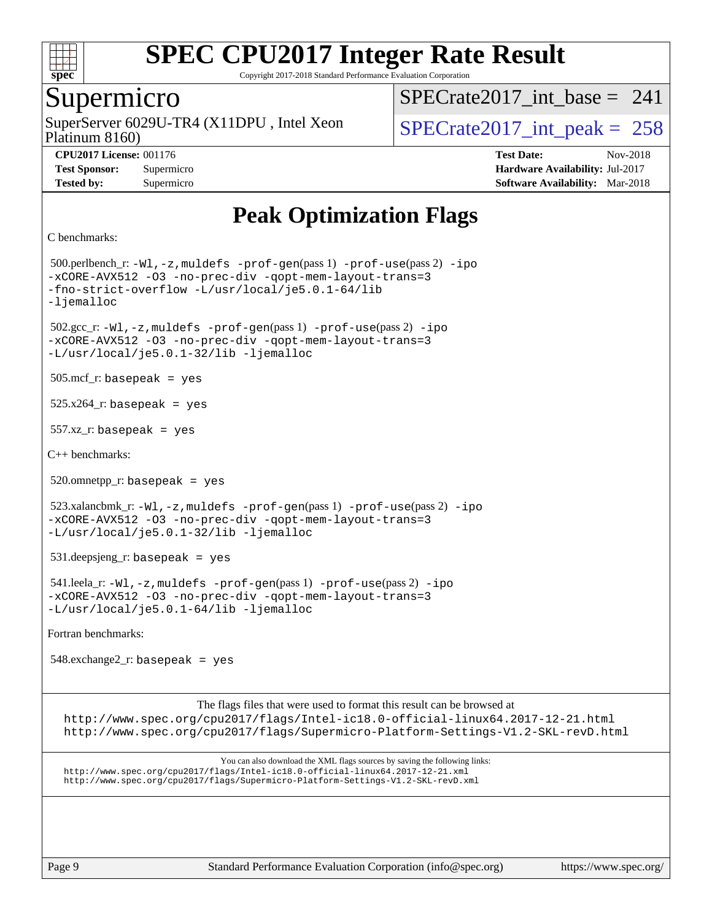# Peak Optimization Flags

C benchmarks:

500.perlbench_r: `-Wl,-z,muldefs -prof-gen`(pass 1) `-prof-use`(pass 2) `-ipo -xCORE-AVX512 -O3 -no-prec-div -qopt-mem-layout-trans=3 -fno-strict-overflow -L/usr/local/je5.0.1-64/lib -ljemalloc`

502.gcc_r: `-Wl,-z,muldefs -prof-gen`(pass 1) `-prof-use`(pass 2) `-ipo -xCORE-AVX512 -O3 -no-prec-div -qopt-mem-layout-trans=3 -L/usr/local/je5.0.1-32/lib -ljemalloc`

505.mcf_r: `basepeak = yes`

525.x264_r: `basepeak = yes`

557.xz_r: `basepeak = yes`

C++ benchmarks:

520.omnetpp_r: `basepeak = yes`

523.xalancbmk_r: `-Wl,-z,muldefs -prof-gen`(pass 1) `-prof-use`(pass 2) `-ipo -xCORE-AVX512 -O3 -no-prec-div -qopt-mem-layout-trans=3 -L/usr/local/je5.0.1-32/lib -ljemalloc`

531.deepsjeng_r: `basepeak = yes`

541.leela_r: `-Wl,-z,muldefs -prof-gen`(pass 1) `-prof-use`(pass 2) `-ipo -xCORE-AVX512 -O3 -no-prec-div -qopt-mem-layout-trans=3 -L/usr/local/je5.0.1-64/lib -ljemalloc`

Fortran benchmarks:

548.exchange2_r: `basepeak = yes`

The flags files that were used to format this result can be browsed at
http://www.spec.org/cpu2017/flags/Intel-ic18.0-official-linux64.2017-12-21.html
http://www.spec.org/cpu2017/flags/Supermicro-Platform-Settings-V1.2-SKL-revD.html

You can also download the XML flags sources by saving the following links:
http://www.spec.org/cpu2017/flags/Intel-ic18.0-official-linux64.2017-12-21.xml
http://www.spec.org/cpu2017/flags/Supermicro-Platform-Settings-V1.2-SKL-revD.xml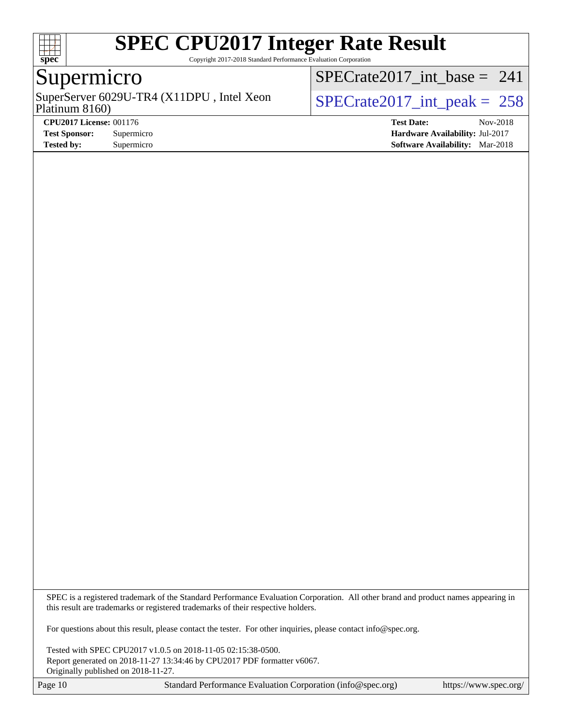SPEC is a registered trademark of the Standard Performance Evaluation Corporation. All other brand and product names appearing in this result are trademarks or registered trademarks of their respective holders.

For questions about this result, please contact the tester. For other inquiries, please contact info@spec.org.

Tested with SPEC CPU2017 v1.0.5 on 2018-11-05 02:15:38-0500.
Report generated on 2018-11-27 13:34:46 by CPU2017 PDF formatter v6067.
Originally published on 2018-11-27.